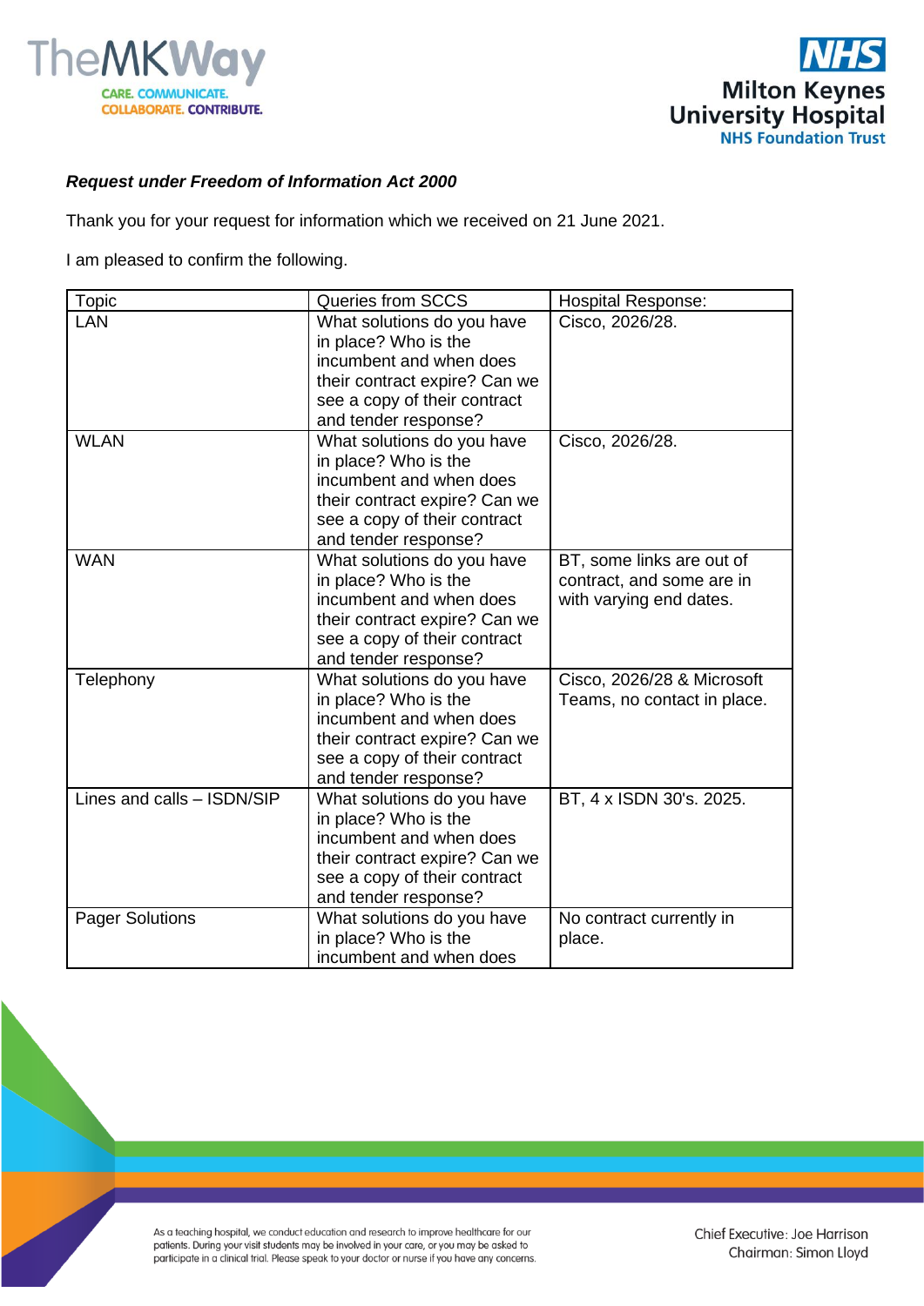***Request under Freedom of Information Act 2000***

Thank you for your request for information which we received on 21 June 2021.

I am pleased to confirm the following.

| Topic | Queries from SCCS | Hospital Response: |
| --- | --- | --- |
| LAN | What solutions do you have in place? Who is the incumbent and when does their contract expire? Can we see a copy of their contract and tender response? | Cisco, 2026/28. |
| WLAN | What solutions do you have in place? Who is the incumbent and when does their contract expire? Can we see a copy of their contract and tender response? | Cisco, 2026/28. |
| WAN | What solutions do you have in place? Who is the incumbent and when does their contract expire? Can we see a copy of their contract and tender response? | BT, some links are out of contract, and some are in with varying end dates. |
| Telephony | What solutions do you have in place? Who is the incumbent and when does their contract expire? Can we see a copy of their contract and tender response? | Cisco, 2026/28 & Microsoft Teams, no contact in place. |
| Lines and calls – ISDN/SIP | What solutions do you have in place? Who is the incumbent and when does their contract expire? Can we see a copy of their contract and tender response? | BT, 4 x ISDN 30's. 2025. |
| Pager Solutions | What solutions do you have in place? Who is the incumbent and when does | No contract currently in place. |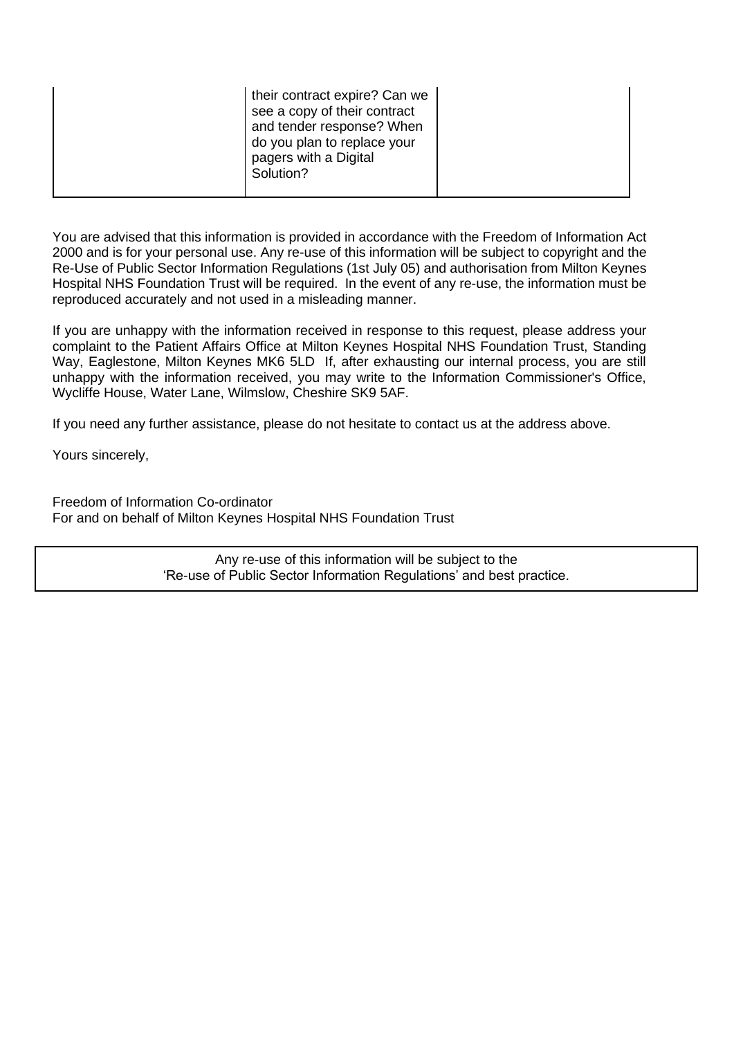| | | |
|---|---|---|
| | their contract expire? Can we see a copy of their contract and tender response? When do you plan to replace your pagers with a Digital Solution? | |

You are advised that this information is provided in accordance with the Freedom of Information Act 2000 and is for your personal use. Any re-use of this information will be subject to copyright and the Re-Use of Public Sector Information Regulations (1st July 05) and authorisation from Milton Keynes Hospital NHS Foundation Trust will be required. In the event of any re-use, the information must be reproduced accurately and not used in a misleading manner.

If you are unhappy with the information received in response to this request, please address your complaint to the Patient Affairs Office at Milton Keynes Hospital NHS Foundation Trust, Standing Way, Eaglestone, Milton Keynes MK6 5LD If, after exhausting our internal process, you are still unhappy with the information received, you may write to the Information Commissioner's Office, Wycliffe House, Water Lane, Wilmslow, Cheshire SK9 5AF.

If you need any further assistance, please do not hesitate to contact us at the address above.

Yours sincerely,

Freedom of Information Co-ordinator
For and on behalf of Milton Keynes Hospital NHS Foundation Trust

Any re-use of this information will be subject to the
'Re-use of Public Sector Information Regulations' and best practice.